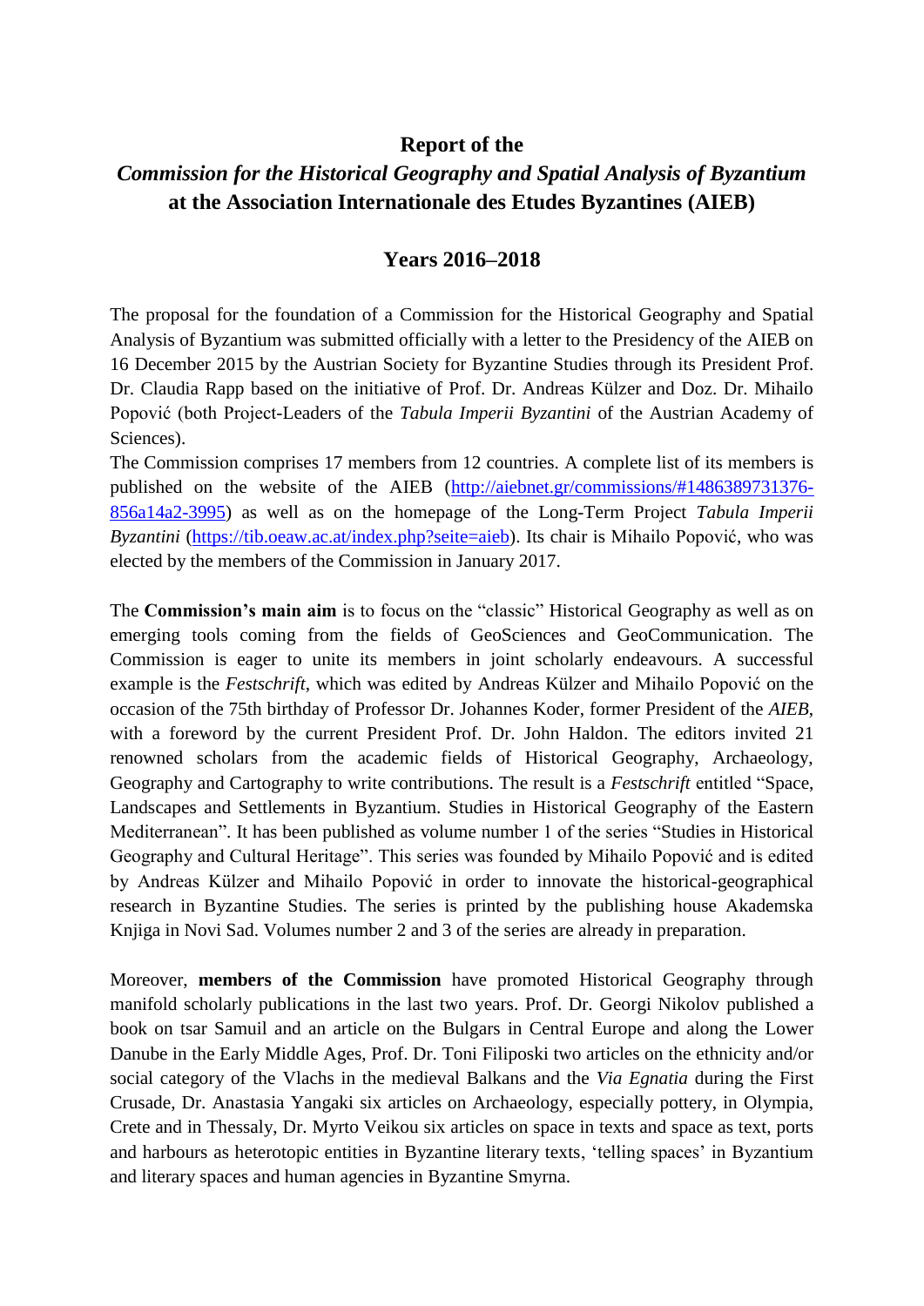# Report of the
# *Commission for the Historical Geography and Spatial Analysis of Byzantium* at the Association Internationale des Etudes Byzantines (AIEB)

## Years 2016–2018

The proposal for the foundation of a Commission for the Historical Geography and Spatial Analysis of Byzantium was submitted officially with a letter to the Presidency of the AIEB on 16 December 2015 by the Austrian Society for Byzantine Studies through its President Prof. Dr. Claudia Rapp based on the initiative of Prof. Dr. Andreas Külzer and Doz. Dr. Mihailo Popović (both Project-Leaders of the *Tabula Imperii Byzantini* of the Austrian Academy of Sciences).
The Commission comprises 17 members from 12 countries. A complete list of its members is published on the website of the AIEB ([http://aiebnet.gr/commissions/#1486389731376-856a14a2-3995](http://aiebnet.gr/commissions/#1486389731376-856a14a2-3995)) as well as on the homepage of the Long-Term Project *Tabula Imperii Byzantini* ([https://tib.oeaw.ac.at/index.php?seite=aieb](https://tib.oeaw.ac.at/index.php?seite=aieb)). Its chair is Mihailo Popović, who was elected by the members of the Commission in January 2017.

The **Commission's main aim** is to focus on the "classic" Historical Geography as well as on emerging tools coming from the fields of GeoSciences and GeoCommunication. The Commission is eager to unite its members in joint scholarly endeavours. A successful example is the *Festschrift*, which was edited by Andreas Külzer and Mihailo Popović on the occasion of the 75th birthday of Professor Dr. Johannes Koder, former President of the *AIEB*, with a foreword by the current President Prof. Dr. John Haldon. The editors invited 21 renowned scholars from the academic fields of Historical Geography, Archaeology, Geography and Cartography to write contributions. The result is a *Festschrift* entitled "Space, Landscapes and Settlements in Byzantium. Studies in Historical Geography of the Eastern Mediterranean". It has been published as volume number 1 of the series "Studies in Historical Geography and Cultural Heritage". This series was founded by Mihailo Popović and is edited by Andreas Külzer and Mihailo Popović in order to innovate the historical-geographical research in Byzantine Studies. The series is printed by the publishing house Akademska Knjiga in Novi Sad. Volumes number 2 and 3 of the series are already in preparation.

Moreover, **members of the Commission** have promoted Historical Geography through manifold scholarly publications in the last two years. Prof. Dr. Georgi Nikolov published a book on tsar Samuil and an article on the Bulgars in Central Europe and along the Lower Danube in the Early Middle Ages, Prof. Dr. Toni Filiposki two articles on the ethnicity and/or social category of the Vlachs in the medieval Balkans and the *Via Egnatia* during the First Crusade, Dr. Anastasia Yangaki six articles on Archaeology, especially pottery, in Olympia, Crete and in Thessaly, Dr. Myrto Veikou six articles on space in texts and space as text, ports and harbours as heterotopic entities in Byzantine literary texts, 'telling spaces' in Byzantium and literary spaces and human agencies in Byzantine Smyrna.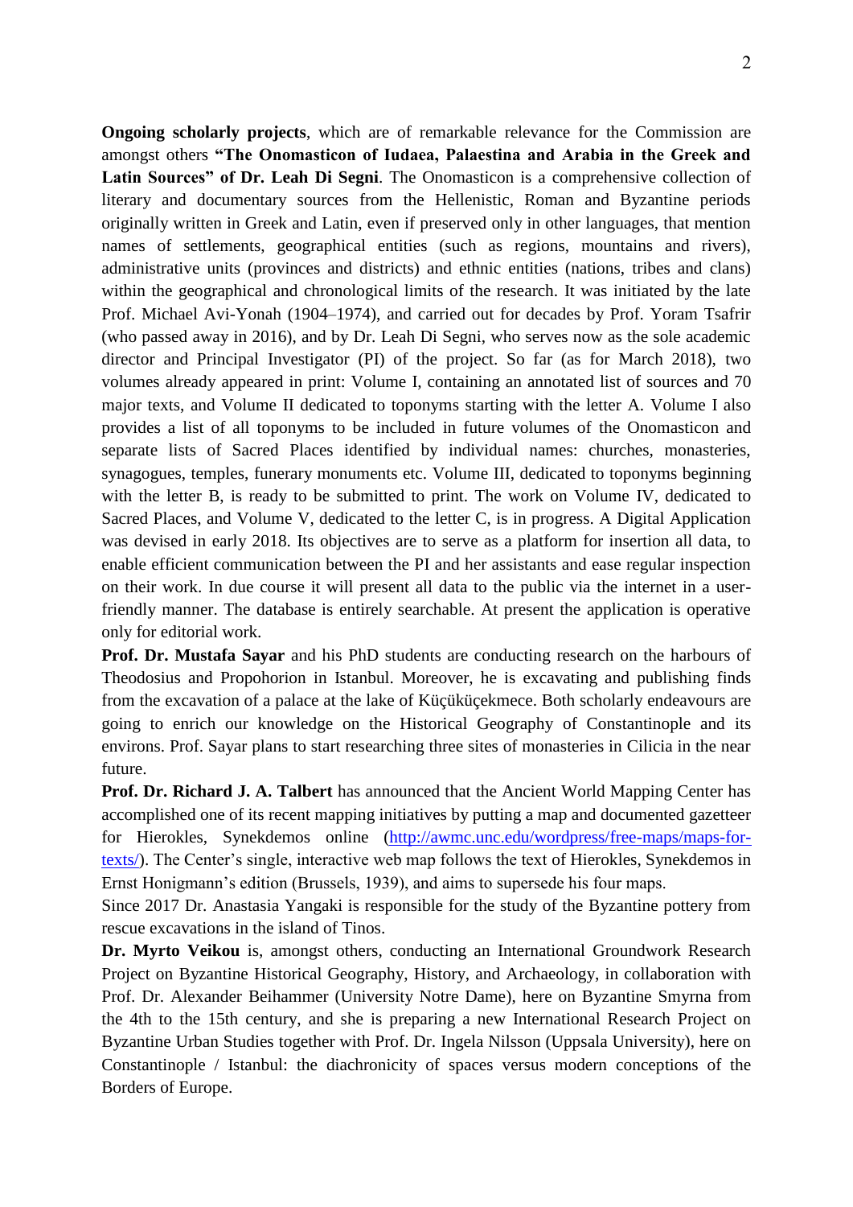**Ongoing scholarly projects**, which are of remarkable relevance for the Commission are amongst others **"The Onomasticon of Iudaea, Palaestina and Arabia in the Greek and Latin Sources" of Dr. Leah Di Segni**. The Onomasticon is a comprehensive collection of literary and documentary sources from the Hellenistic, Roman and Byzantine periods originally written in Greek and Latin, even if preserved only in other languages, that mention names of settlements, geographical entities (such as regions, mountains and rivers), administrative units (provinces and districts) and ethnic entities (nations, tribes and clans) within the geographical and chronological limits of the research. It was initiated by the late Prof. Michael Avi-Yonah (1904–1974), and carried out for decades by Prof. Yoram Tsafrir (who passed away in 2016), and by Dr. Leah Di Segni, who serves now as the sole academic director and Principal Investigator (PI) of the project. So far (as for March 2018), two volumes already appeared in print: Volume I, containing an annotated list of sources and 70 major texts, and Volume II dedicated to toponyms starting with the letter A. Volume I also provides a list of all toponyms to be included in future volumes of the Onomasticon and separate lists of Sacred Places identified by individual names: churches, monasteries, synagogues, temples, funerary monuments etc. Volume III, dedicated to toponyms beginning with the letter B, is ready to be submitted to print. The work on Volume IV, dedicated to Sacred Places, and Volume V, dedicated to the letter C, is in progress. A Digital Application was devised in early 2018. Its objectives are to serve as a platform for insertion all data, to enable efficient communication between the PI and her assistants and ease regular inspection on their work. In due course it will present all data to the public via the internet in a user-friendly manner. The database is entirely searchable. At present the application is operative only for editorial work.

**Prof. Dr. Mustafa Sayar** and his PhD students are conducting research on the harbours of Theodosius and Propohorion in Istanbul. Moreover, he is excavating and publishing finds from the excavation of a palace at the lake of Küçüküçekmece. Both scholarly endeavours are going to enrich our knowledge on the Historical Geography of Constantinople and its environs. Prof. Sayar plans to start researching three sites of monasteries in Cilicia in the near future.

**Prof. Dr. Richard J. A. Talbert** has announced that the Ancient World Mapping Center has accomplished one of its recent mapping initiatives by putting a map and documented gazetteer for Hierokles, Synekdemos online ([http://awmc.unc.edu/wordpress/free-maps/maps-for-texts/](http://awmc.unc.edu/wordpress/free-maps/maps-for-texts/)). The Center's single, interactive web map follows the text of Hierokles, Synekdemos in Ernst Honigmann's edition (Brussels, 1939), and aims to supersede his four maps.

Since 2017 Dr. Anastasia Yangaki is responsible for the study of the Byzantine pottery from rescue excavations in the island of Tinos.

**Dr. Myrto Veikou** is, amongst others, conducting an International Groundwork Research Project on Byzantine Historical Geography, History, and Archaeology, in collaboration with Prof. Dr. Alexander Beihammer (University Notre Dame), here on Byzantine Smyrna from the 4th to the 15th century, and she is preparing a new International Research Project on Byzantine Urban Studies together with Prof. Dr. Ingela Nilsson (Uppsala University), here on Constantinople / Istanbul: the diachronicity of spaces versus modern conceptions of the Borders of Europe.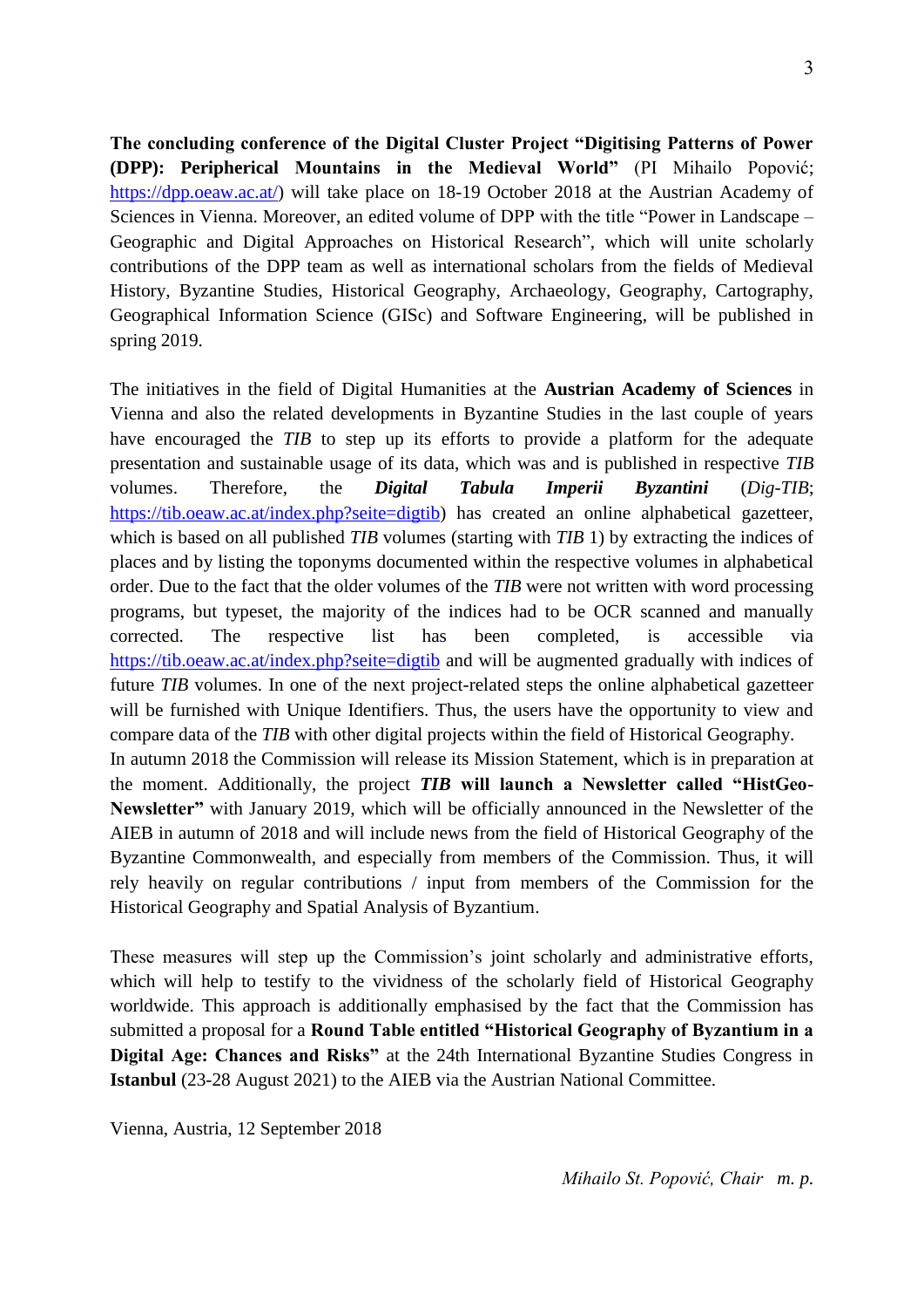**The concluding conference of the Digital Cluster Project "Digitising Patterns of Power (DPP): Peripherical Mountains in the Medieval World"** (PI Mihailo Popović; https://dpp.oeaw.ac.at/) will take place on 18-19 October 2018 at the Austrian Academy of Sciences in Vienna. Moreover, an edited volume of DPP with the title "Power in Landscape – Geographic and Digital Approaches on Historical Research", which will unite scholarly contributions of the DPP team as well as international scholars from the fields of Medieval History, Byzantine Studies, Historical Geography, Archaeology, Geography, Cartography, Geographical Information Science (GISc) and Software Engineering, will be published in spring 2019.

The initiatives in the field of Digital Humanities at the **Austrian Academy of Sciences** in Vienna and also the related developments in Byzantine Studies in the last couple of years have encouraged the *TIB* to step up its efforts to provide a platform for the adequate presentation and sustainable usage of its data, which was and is published in respective *TIB* volumes. Therefore, the ***Digital Tabula Imperii Byzantini*** (*Dig-TIB*; https://tib.oeaw.ac.at/index.php?seite=digtib) has created an online alphabetical gazetteer, which is based on all published *TIB* volumes (starting with *TIB* 1) by extracting the indices of places and by listing the toponyms documented within the respective volumes in alphabetical order. Due to the fact that the older volumes of the *TIB* were not written with word processing programs, but typeset, the majority of the indices had to be OCR scanned and manually corrected. The respective list has been completed, is accessible via https://tib.oeaw.ac.at/index.php?seite=digtib and will be augmented gradually with indices of future *TIB* volumes. In one of the next project-related steps the online alphabetical gazetteer will be furnished with Unique Identifiers. Thus, the users have the opportunity to view and compare data of the *TIB* with other digital projects within the field of Historical Geography.
In autumn 2018 the Commission will release its Mission Statement, which is in preparation at the moment. Additionally, the project ***TIB* will launch a Newsletter called "HistGeo-Newsletter"** with January 2019, which will be officially announced in the Newsletter of the AIEB in autumn of 2018 and will include news from the field of Historical Geography of the Byzantine Commonwealth, and especially from members of the Commission. Thus, it will rely heavily on regular contributions / input from members of the Commission for the Historical Geography and Spatial Analysis of Byzantium.

These measures will step up the Commission's joint scholarly and administrative efforts, which will help to testify to the vividness of the scholarly field of Historical Geography worldwide. This approach is additionally emphasised by the fact that the Commission has submitted a proposal for a **Round Table entitled "Historical Geography of Byzantium in a Digital Age: Chances and Risks"** at the 24th International Byzantine Studies Congress in **Istanbul** (23-28 August 2021) to the AIEB via the Austrian National Committee.

Vienna, Austria, 12 September 2018

*Mihailo St. Popović, Chair m. p.*